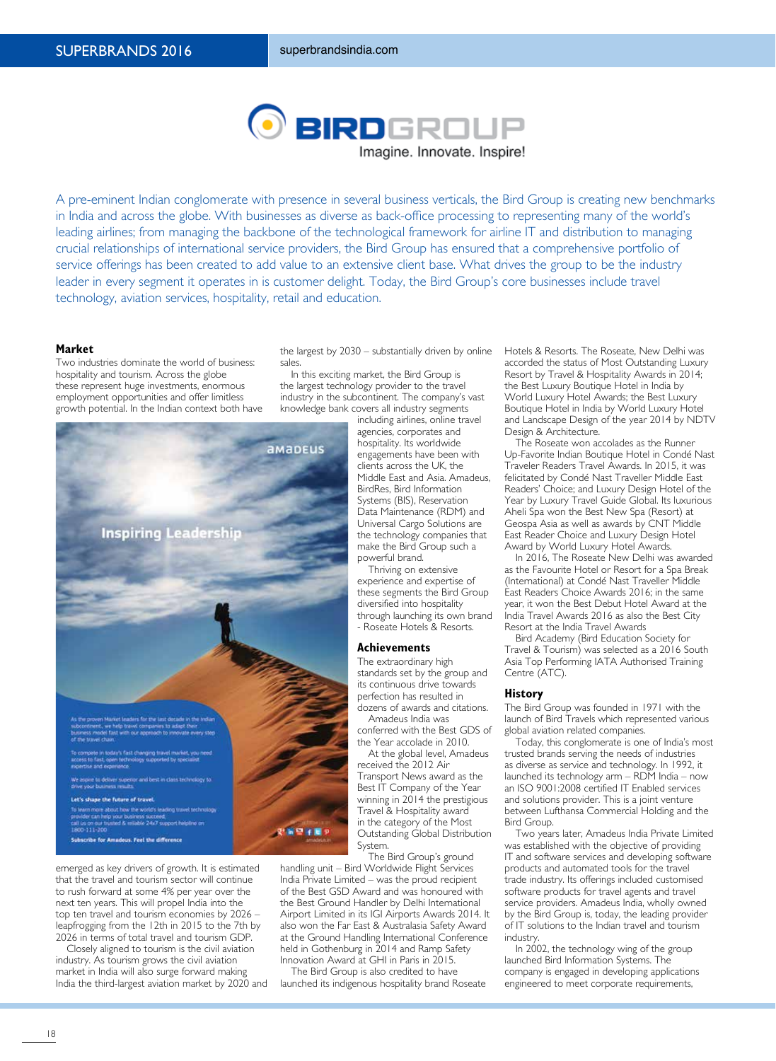# BIRDGROUP

Imagine. Innovate. Inspire!

A pre-eminent Indian conglomerate with presence in several business verticals, the Bird Group is creating new benchmarks in India and across the globe. With businesses as diverse as back-office processing to representing many of the world's leading airlines; from managing the backbone of the technological framework for airline IT and distribution to managing crucial relationships of international service providers, the Bird Group has ensured that a comprehensive portfolio of service offerings has been created to add value to an extensive client base. What drives the group to be the industry leader in every segment it operates in is customer delight. Today, the Bird Group's core businesses include travel technology, aviation services, hospitality, retail and education.

## Market

Two industries dominate the world of business: hospitality and tourism. Across the globe these represent huge investments, enormous employment opportunities and offer limitless growth potential. In the Indian context both have emerged as key drivers of growth. It is estimated that the travel and tourism sector will continue to rush forward at some 4% per year over the next ten years. This will propel India into the top ten travel and tourism economies by 2026 – leapfrogging from the 12th in 2015 to the 7th by 2026 in terms of total travel and tourism GDP.

Closely aligned to tourism is the civil aviation industry. As tourism grows the civil aviation market in India will also surge forward making India the third-largest aviation market by 2020 and the largest by 2030 – substantially driven by online sales.

In this exciting market, the Bird Group is the largest technology provider to the travel industry in the subcontinent. The company's vast knowledge bank covers all industry segments including airlines, online travel agencies, corporates and hospitality. Its worldwide engagements have been with clients across the UK, the Middle East and Asia. Amadeus, BirdRes, Bird Information Systems (BIS), Reservation Data Maintenance (RDM) and Universal Cargo Solutions are the technology companies that make the Bird Group such a powerful brand.

Thriving on extensive experience and expertise of these segments the Bird Group diversified into hospitality through launching its own brand - Roseate Hotels & Resorts.

## Achievements

The extraordinary high standards set by the group and its continuous drive towards perfection has resulted in dozens of awards and citations.

Amadeus India was conferred with the Best GDS of the Year accolade in 2010.

At the global level, Amadeus received the 2012 Air Transport News award as the Best IT Company of the Year winning in 2014 the prestigious Travel & Hospitality award in the category of the Most Outstanding Global Distribution System.

The Bird Group's ground handling unit – Bird Worldwide Flight Services India Private Limited – was the proud recipient of the Best GSD Award and was honoured with the Best Ground Handler by Delhi International Airport Limited in its IGI Airports Awards 2014. It also won the Far East & Australasia Safety Award at the Ground Handling International Conference held in Gothenburg in 2014 and Ramp Safety Innovation Award at GHI in Paris in 2015.

The Bird Group is also credited to have launched its indigenous hospitality brand Roseate Hotels & Resorts. The Roseate, New Delhi was accorded the status of Most Outstanding Luxury Resort by Travel & Hospitality Awards in 2014; the Best Luxury Boutique Hotel in India by World Luxury Hotel Awards; the Best Luxury Boutique Hotel in India by World Luxury Hotel Awards and Landscape Design of the year 2014 by NDTV Design & Architecture.

The Roseate won accolades as the Runner Up-Favorite Indian Boutique Hotel in Condé Nast Traveler Readers Travel Awards. In 2015, it was felicitated by Condé Nast Traveller Middle East Readers' Choice; and Luxury Design Hotel of the Year by Luxury Travel Guide Global. Its luxurious Aheli Spa won the Best New Spa (Resort) at Geospa Asia as well as awards by CNT Middle East Reader Choice and Luxury Design Hotel Award by World Luxury Hotel Awards.

In 2016, The Roseate New Delhi was awarded as the Favourite Hotel or Resort for a Spa Break (International) at Condé Nast Traveller Middle East Readers Choice Awards 2016; in the same year, it won the Best Debut Hotel Award at the India Travel Awards 2016 as also the Best City Resort at the India Travel Awards.

Bird Academy (Bird Education Society for Travel & Tourism) was selected as a 2016 South Asia Top Performing IATA Authorised Training Centre (ATC).

## History

The Bird Group was founded in 1971 with the launch of Bird Travels which represented various global aviation related companies.

Today, this conglomerate is one of India's most trusted brands serving the needs of industries as diverse as service and technology. In 1992, it launched its technology arm – RDM India – now an ISO 9001:2008 certified IT Enabled services and solutions provider. This is a joint venture between Lufthansa Commercial Holding and the Bird Group.

Two years later, Amadeus India Private Limited was established with the objective of providing IT and software services and developing software products and automated tools for the travel trade industry. Its offerings included customised software products for travel agents and travel service providers. Amadeus India, wholly owned by the Bird Group is, today, the leading provider of IT solutions to the Indian travel and tourism industry.

In 2002, the technology wing of the group launched Bird Information Systems. The company is engaged in developing applications engineered to meet corporate requirements,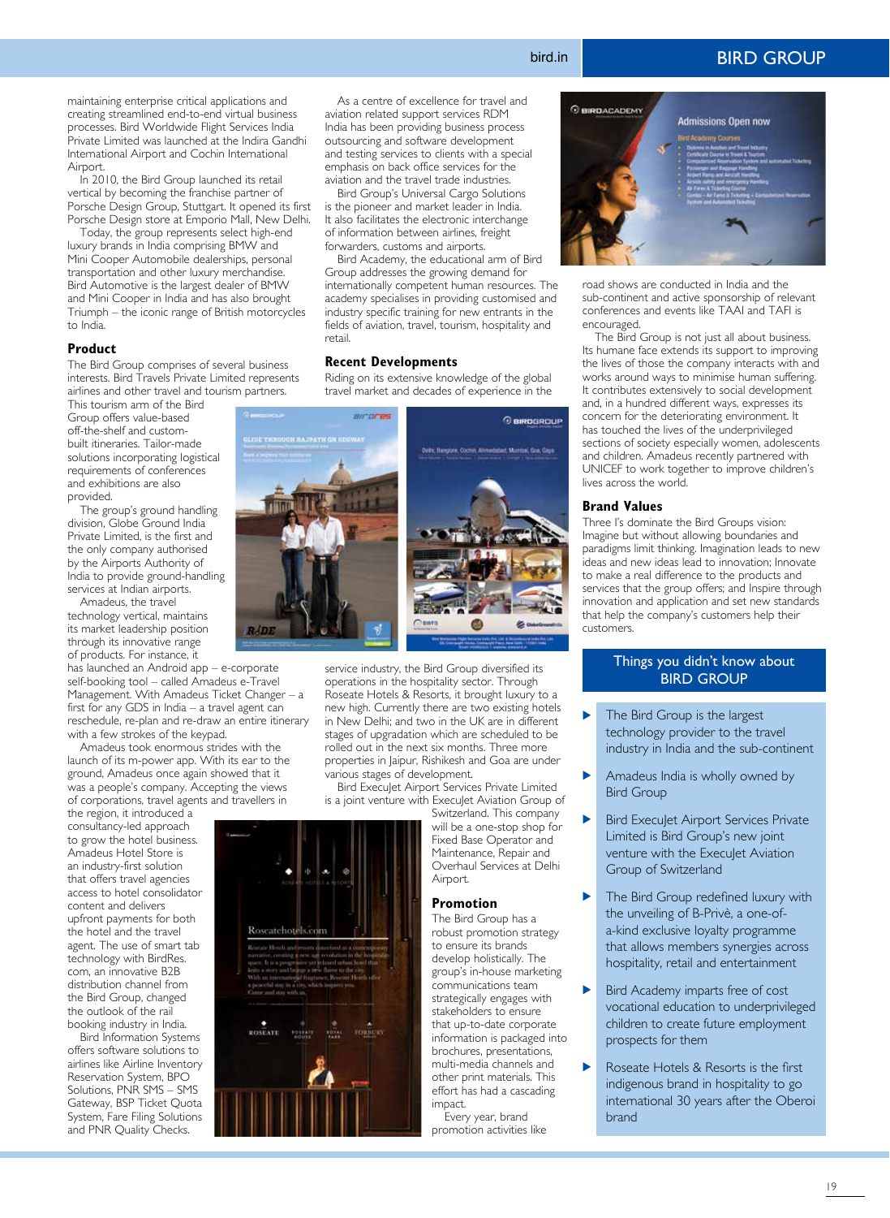maintaining enterprise critical applications and creating streamlined end-to-end virtual business processes. Bird Worldwide Flight Services India Private Limited was launched at the Indira Gandhi International Airport and Cochin International Airport.

In 2010, the Bird Group launched its retail vertical by becoming the franchise partner of Porsche Design Group, Stuttgart. It opened its first Porsche Design store at Emporio Mall, New Delhi.

Today, the group represents select high-end luxury brands in India comprising BMW and Mini Cooper Automobile dealerships, personal transportation and other luxury merchandise. Bird Automotive is the largest dealer of BMW and Mini Cooper in India and has also brought Triumph – the iconic range of British motorcycles to India.

## Product

The Bird Group comprises of several business interests. Bird Travels Private Limited represents airlines and other travel and tourism partners. This tourism arm of the Bird Group offers value-based off-the-shelf and custom-built itineraries. Tailor-made solutions incorporating logistical requirements of conferences and exhibitions are also provided.

The group's ground handling division, Globe Ground India Private Limited, is the first and the only company authorised by the Airports Authority of India to provide ground-handling services at Indian airports.

Amadeus, the travel technology vertical, maintains its market leadership position through its innovative range of products. For instance, it has launched an Android app – e-corporate self-booking tool – called Amadeus e-Travel Management. With Amadeus Ticket Changer – a first for any GDS in India – a travel agent can reschedule, re-plan and re-draw an entire itinerary with a few strokes of the keypad.

Amadeus took enormous strides with the launch of its m-power app. With its ear to the ground, Amadeus once again showed that it was a people's company. Accepting the views of corporations, travel agents and travellers in the region, it introduced a consultancy-led approach to grow the hotel business. Amadeus Hotel Store is an industry-first solution that offers travel agencies access to hotel consolidator content and delivers upfront payments for both the hotel and the travel agent. The use of smart tab technology with BirdRes.com, an innovative B2B distribution channel from the Bird Group, changed the outlook of the rail booking industry in India.

Bird Information Systems offers software solutions to airlines like Airline Inventory Reservation System, BPO Solutions, PNR SMS – SMS Gateway, BSP Ticket Quota System, Fare Filing Solutions and PNR Quality Checks.

As a centre of excellence for travel and aviation related support services RDM India has been providing business process outsourcing and software development and testing services to clients with a special emphasis on back office services for the aviation and the travel trade industries.

Bird Group's Universal Cargo Solutions is the pioneer and market leader in India. It also facilitates the electronic interchange of information between airlines, freight forwarders, customs and airports.

Bird Academy, the educational arm of Bird Group addresses the growing demand for internationally competent human resources. The academy specialises in providing customised and industry specific training for new entrants in the fields of aviation, travel, tourism, hospitality and retail.

## Recent Developments

Riding on its extensive knowledge of the global travel market and decades of experience in the service industry, the Bird Group diversified its operations in the hospitality sector. Through Roseate Hotels & Resorts, it brought luxury to a new high. Currently there are two existing hotels in New Delhi; and two in the UK are in different stages of upgradation which are scheduled to be rolled out in the next six months. Three more properties in Jaipur, Rishikesh and Goa are under various stages of development.

Bird ExecuJet Airport Services Private Limited is a joint venture with ExecuJet Aviation Group of Switzerland. This company will be a one-stop shop for Fixed Base Operator and Maintenance, Repair and Overhaul Services at Delhi Airport.

## Promotion

The Bird Group has a robust promotion strategy to ensure its brands develop holistically. The group's in-house marketing communications team strategically engages with stakeholders to ensure that up-to-date corporate information is packaged into brochures, presentations, multi-media channels and other print materials. This effort has had a cascading impact.

Every year, brand promotion activities like road shows are conducted in India and the sub-continent and active sponsorship of relevant conferences and events like TAAI and TAFI is encouraged.

The Bird Group is not just all about business. Its humane face extends its support to improving the lives of those the company interacts with and works around ways to minimise human suffering. It contributes extensively to social development and, in a hundred different ways, expresses its concern for the deteriorating environment. It has touched the lives of the underprivileged sections of society especially women, adolescents and children. Amadeus recently partnered with UNICEF to work together to improve children's lives across the world.

## Brand Values

Three I's dominate the Bird Groups vision: Imagine but without allowing boundaries and paradigms limit thinking. Imagination leads to new ideas and new ideas lead to innovation; Innovate to make a real difference to the products and services that the group offers; and Inspire through innovation and application and set new standards that help the company's customers help their customers.

## Things you didn't know about BIRD GROUP

- The Bird Group is the largest technology provider to the travel industry in India and the sub-continent
- Amadeus India is wholly owned by Bird Group
- Bird ExecuJet Airport Services Private Limited is Bird Group's new joint venture with the ExecuJet Aviation Group of Switzerland
- The Bird Group redefined luxury with the unveiling of B-Privé, a one-of-a-kind exclusive loyalty programme that allows members synergies across hospitality, retail and entertainment
- Bird Academy imparts free of cost vocational education to underprivileged children to create future employment prospects for them
- Roseate Hotels & Resorts is the first indigenous brand in hospitality to go international 30 years after the Oberoi brand